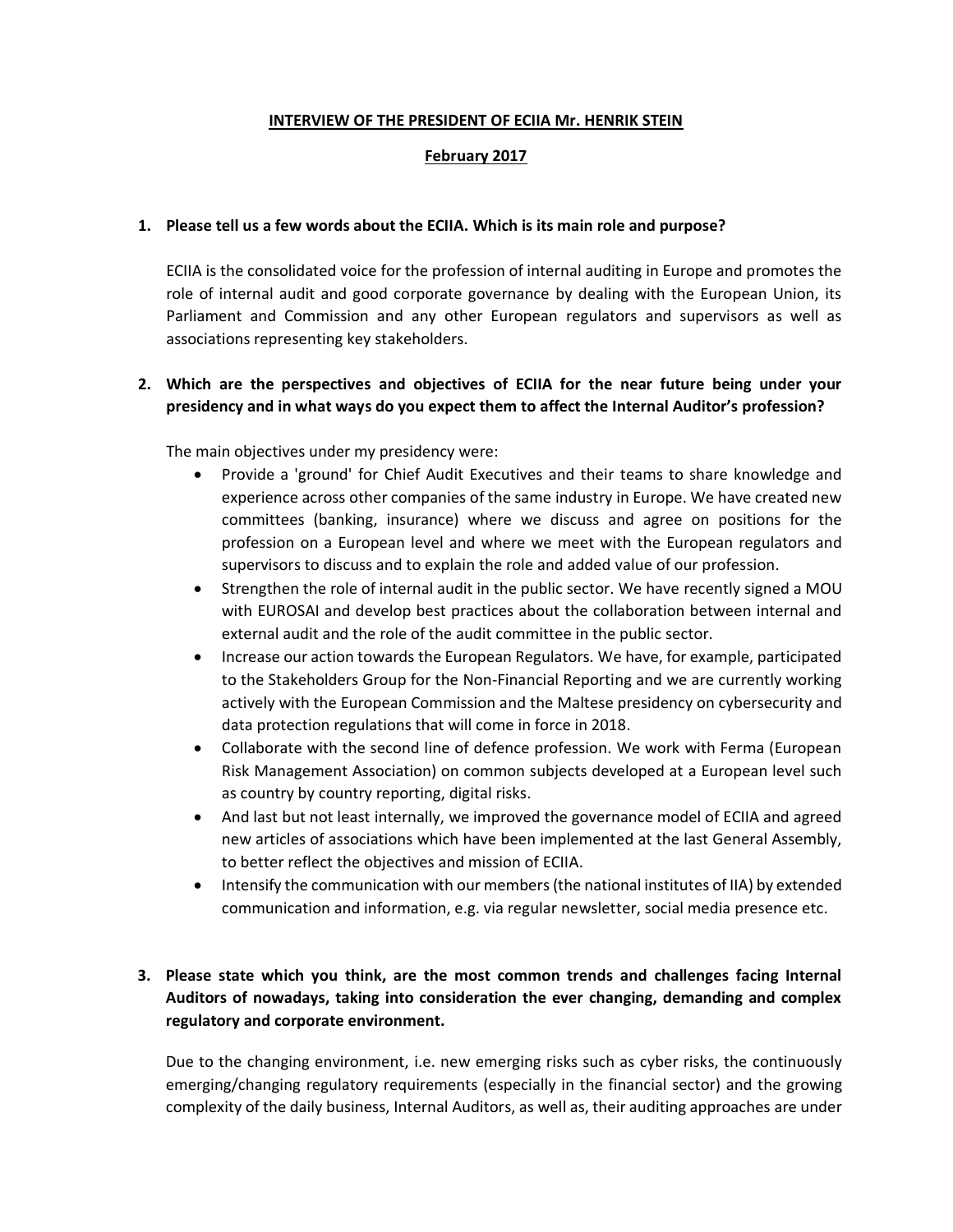**INTERVIEW OF THE PRESIDENT OF ECIIA Mr. HENRIK STEIN**

**February 2017**

**1. Please tell us a few words about the ECIIA. Which is its main role and purpose?**

ECIIA is the consolidated voice for the profession of internal auditing in Europe and promotes the role of internal audit and good corporate governance by dealing with the European Union, its Parliament and Commission and any other European regulators and supervisors as well as associations representing key stakeholders.

**2. Which are the perspectives and objectives of ECIIA for the near future being under your presidency and in what ways do you expect them to affect the Internal Auditor's profession?**

The main objectives under my presidency were:

- Provide a 'ground' for Chief Audit Executives and their teams to share knowledge and experience across other companies of the same industry in Europe. We have created new committees (banking, insurance) where we discuss and agree on positions for the profession on a European level and where we meet with the European regulators and supervisors to discuss and to explain the role and added value of our profession.
- Strengthen the role of internal audit in the public sector. We have recently signed a MOU with EUROSAI and develop best practices about the collaboration between internal and external audit and the role of the audit committee in the public sector.
- Increase our action towards the European Regulators. We have, for example, participated to the Stakeholders Group for the Non-Financial Reporting and we are currently working actively with the European Commission and the Maltese presidency on cybersecurity and data protection regulations that will come in force in 2018.
- Collaborate with the second line of defence profession. We work with Ferma (European Risk Management Association) on common subjects developed at a European level such as country by country reporting, digital risks.
- And last but not least internally, we improved the governance model of ECIIA and agreed new articles of associations which have been implemented at the last General Assembly, to better reflect the objectives and mission of ECIIA.
- Intensify the communication with our members (the national institutes of IIA) by extended communication and information, e.g. via regular newsletter, social media presence etc.

**3. Please state which you think, are the most common trends and challenges facing Internal Auditors of nowadays, taking into consideration the ever changing, demanding and complex regulatory and corporate environment.**

Due to the changing environment, i.e. new emerging risks such as cyber risks, the continuously emerging/changing regulatory requirements (especially in the financial sector) and the growing complexity of the daily business, Internal Auditors, as well as, their auditing approaches are under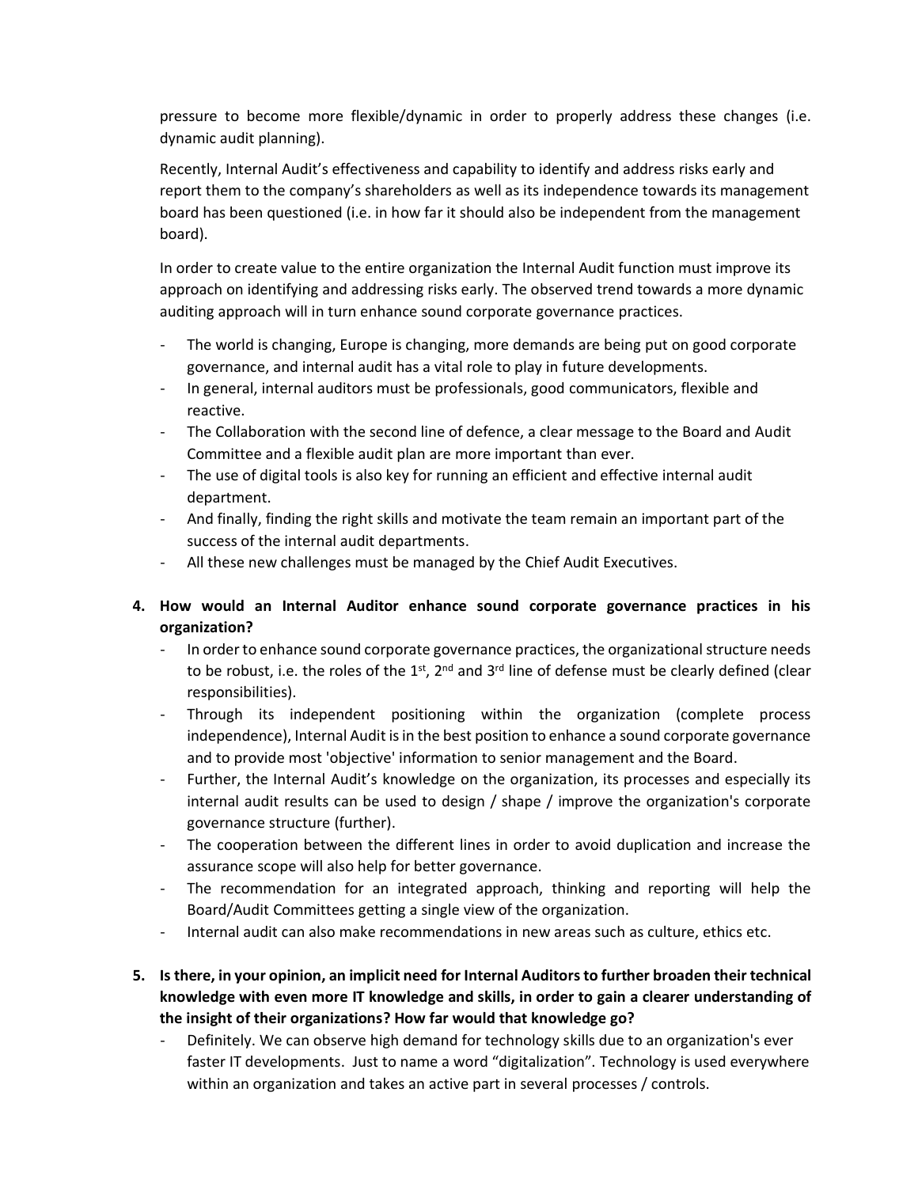pressure to become more flexible/dynamic in order to properly address these changes (i.e. dynamic audit planning).

Recently, Internal Audit's effectiveness and capability to identify and address risks early and report them to the company's shareholders as well as its independence towards its management board has been questioned (i.e. in how far it should also be independent from the management board).

In order to create value to the entire organization the Internal Audit function must improve its approach on identifying and addressing risks early. The observed trend towards a more dynamic auditing approach will in turn enhance sound corporate governance practices.

- The world is changing, Europe is changing, more demands are being put on good corporate governance, and internal audit has a vital role to play in future developments.
- In general, internal auditors must be professionals, good communicators, flexible and reactive.
- The Collaboration with the second line of defence, a clear message to the Board and Audit Committee and a flexible audit plan are more important than ever.
- The use of digital tools is also key for running an efficient and effective internal audit department.
- And finally, finding the right skills and motivate the team remain an important part of the success of the internal audit departments.
- All these new challenges must be managed by the Chief Audit Executives.

**4. How would an Internal Auditor enhance sound corporate governance practices in his organization?**

- In order to enhance sound corporate governance practices, the organizational structure needs to be robust, i.e. the roles of the 1st, 2nd and 3rd line of defense must be clearly defined (clear responsibilities).
- Through its independent positioning within the organization (complete process independence), Internal Audit is in the best position to enhance a sound corporate governance and to provide most 'objective' information to senior management and the Board.
- Further, the Internal Audit's knowledge on the organization, its processes and especially its internal audit results can be used to design / shape / improve the organization's corporate governance structure (further).
- The cooperation between the different lines in order to avoid duplication and increase the assurance scope will also help for better governance.
- The recommendation for an integrated approach, thinking and reporting will help the Board/Audit Committees getting a single view of the organization.
- Internal audit can also make recommendations in new areas such as culture, ethics etc.

**5. Is there, in your opinion, an implicit need for Internal Auditors to further broaden their technical knowledge with even more IT knowledge and skills, in order to gain a clearer understanding of the insight of their organizations? How far would that knowledge go?**

- Definitely. We can observe high demand for technology skills due to an organization's ever faster IT developments. Just to name a word "digitalization". Technology is used everywhere within an organization and takes an active part in several processes / controls.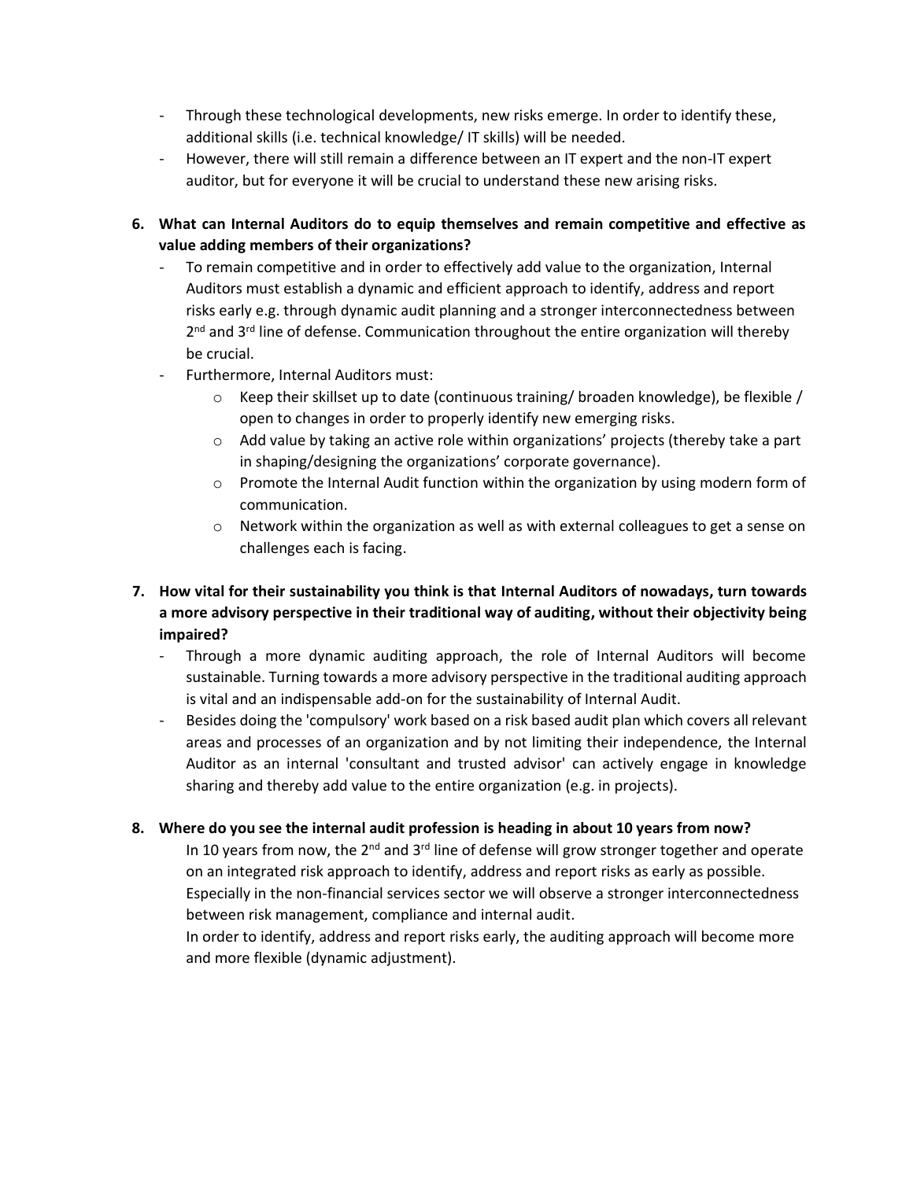- Through these technological developments, new risks emerge. In order to identify these, additional skills (i.e. technical knowledge/ IT skills) will be needed.
- However, there will still remain a difference between an IT expert and the non-IT expert auditor, but for everyone it will be crucial to understand these new arising risks.

6. **What can Internal Auditors do to equip themselves and remain competitive and effective as value adding members of their organizations?**
   - To remain competitive and in order to effectively add value to the organization, Internal Auditors must establish a dynamic and efficient approach to identify, address and report risks early e.g. through dynamic audit planning and a stronger interconnectedness between 2nd and 3rd line of defense. Communication throughout the entire organization will thereby be crucial.
   - Furthermore, Internal Auditors must:
     - Keep their skillset up to date (continuous training/ broaden knowledge), be flexible / open to changes in order to properly identify new emerging risks.
     - Add value by taking an active role within organizations' projects (thereby take a part in shaping/designing the organizations' corporate governance).
     - Promote the Internal Audit function within the organization by using modern form of communication.
     - Network within the organization as well as with external colleagues to get a sense on challenges each is facing.

7. **How vital for their sustainability you think is that Internal Auditors of nowadays, turn towards a more advisory perspective in their traditional way of auditing, without their objectivity being impaired?**
   - Through a more dynamic auditing approach, the role of Internal Auditors will become sustainable. Turning towards a more advisory perspective in the traditional auditing approach is vital and an indispensable add-on for the sustainability of Internal Audit.
   - Besides doing the 'compulsory' work based on a risk based audit plan which covers all relevant areas and processes of an organization and by not limiting their independence, the Internal Auditor as an internal 'consultant and trusted advisor' can actively engage in knowledge sharing and thereby add value to the entire organization (e.g. in projects).

8. **Where do you see the internal audit profession is heading in about 10 years from now?**

   In 10 years from now, the 2nd and 3rd line of defense will grow stronger together and operate on an integrated risk approach to identify, address and report risks as early as possible. Especially in the non-financial services sector we will observe a stronger interconnectedness between risk management, compliance and internal audit.

   In order to identify, address and report risks early, the auditing approach will become more and more flexible (dynamic adjustment).